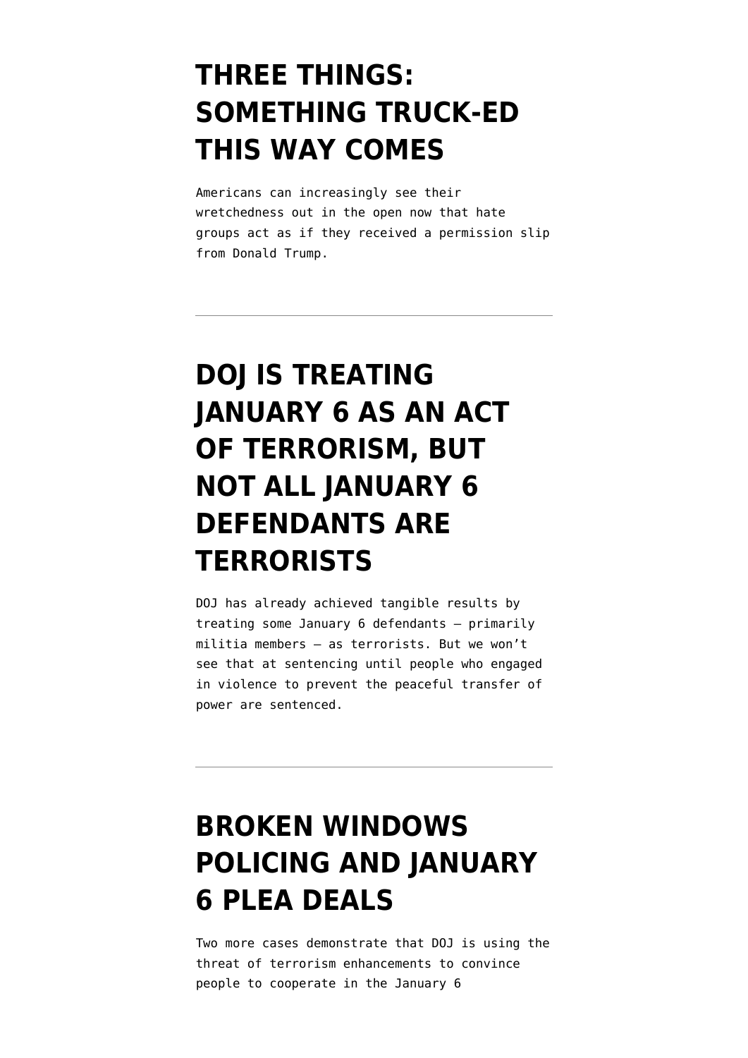# THREE THINGS: SOMETHING TRUCK-ED THIS WAY COMES

Americans can increasingly see their wretchedness out in the open now that hate groups act as if they received a permission slip from Donald Trump.

---

# DOJ IS TREATING JANUARY 6 AS AN ACT OF TERRORISM, BUT NOT ALL JANUARY 6 DEFENDANTS ARE TERRORISTS

DOJ has already achieved tangible results by treating some January 6 defendants — primarily militia members — as terrorists. But we won't see that at sentencing until people who engaged in violence to prevent the peaceful transfer of power are sentenced.

---

# BROKEN WINDOWS POLICING AND JANUARY 6 PLEA DEALS

Two more cases demonstrate that DOJ is using the threat of terrorism enhancements to convince people to cooperate in the January 6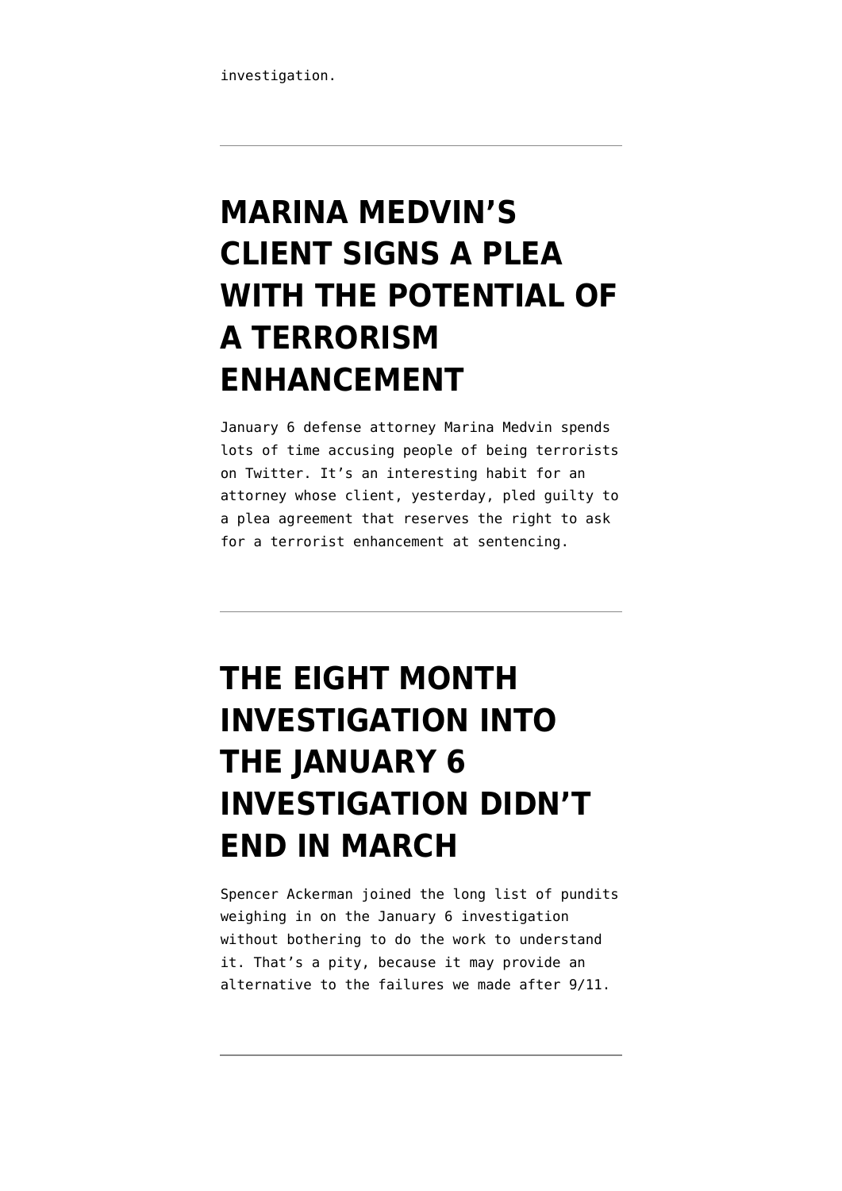investigation.

---

# MARINA MEDVIN'S CLIENT SIGNS A PLEA WITH THE POTENTIAL OF A TERRORISM ENHANCEMENT

January 6 defense attorney Marina Medvin spends lots of time accusing people of being terrorists on Twitter. It's an interesting habit for an attorney whose client, yesterday, pled guilty to a plea agreement that reserves the right to ask for a terrorist enhancement at sentencing.

---

# THE EIGHT MONTH INVESTIGATION INTO THE JANUARY 6 INVESTIGATION DIDN'T END IN MARCH

Spencer Ackerman joined the long list of pundits weighing in on the January 6 investigation without bothering to do the work to understand it. That's a pity, because it may provide an alternative to the failures we made after 9/11.

---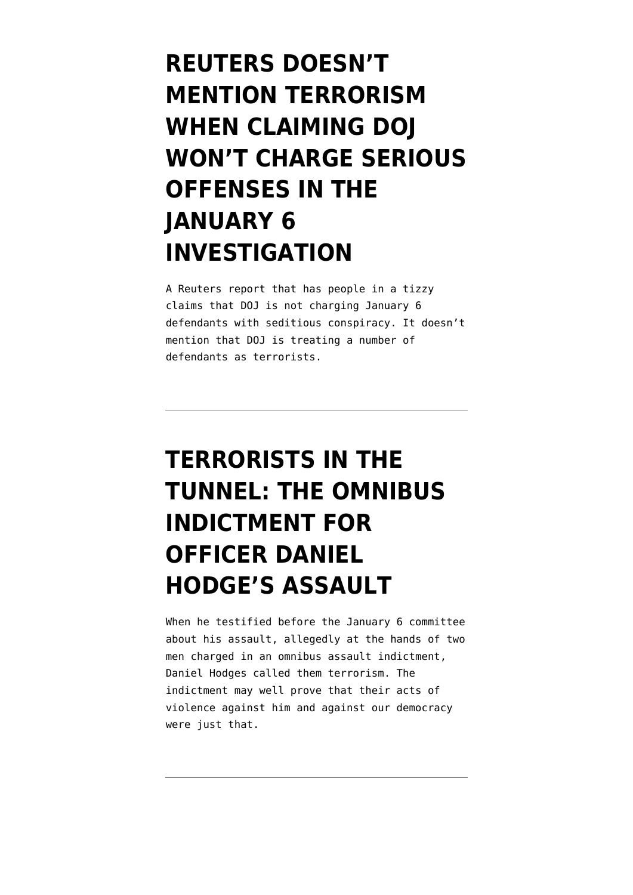# REUTERS DOESN'T MENTION TERRORISM WHEN CLAIMING DOJ WON'T CHARGE SERIOUS OFFENSES IN THE JANUARY 6 INVESTIGATION

A Reuters report that has people in a tizzy claims that DOJ is not charging January 6 defendants with seditious conspiracy. It doesn't mention that DOJ is treating a number of defendants as terrorists.

---

# TERRORISTS IN THE TUNNEL: THE OMNIBUS INDICTMENT FOR OFFICER DANIEL HODGE'S ASSAULT

When he testified before the January 6 committee about his assault, allegedly at the hands of two men charged in an omnibus assault indictment, Daniel Hodges called them terrorism. The indictment may well prove that their acts of violence against him and against our democracy were just that.

---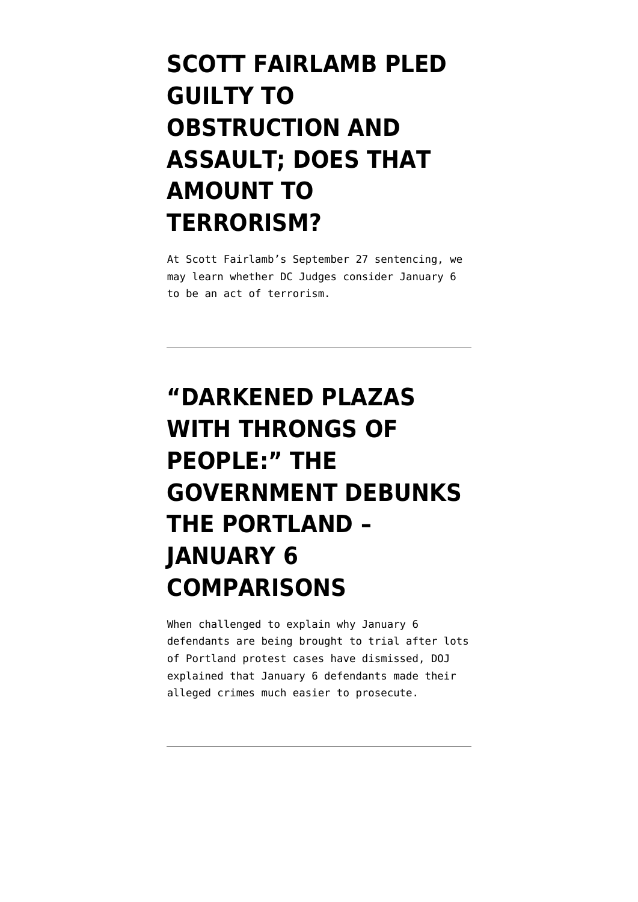# SCOTT FAIRLAMB PLED GUILTY TO OBSTRUCTION AND ASSAULT; DOES THAT AMOUNT TO TERRORISM?

At Scott Fairlamb's September 27 sentencing, we may learn whether DC Judges consider January 6 to be an act of terrorism.

---

# "DARKENED PLAZAS WITH THRONGS OF PEOPLE:" THE GOVERNMENT DEBUNKS THE PORTLAND – JANUARY 6 COMPARISONS

When challenged to explain why January 6 defendants are being brought to trial after lots of Portland protest cases have dismissed, DOJ explained that January 6 defendants made their alleged crimes much easier to prosecute.

---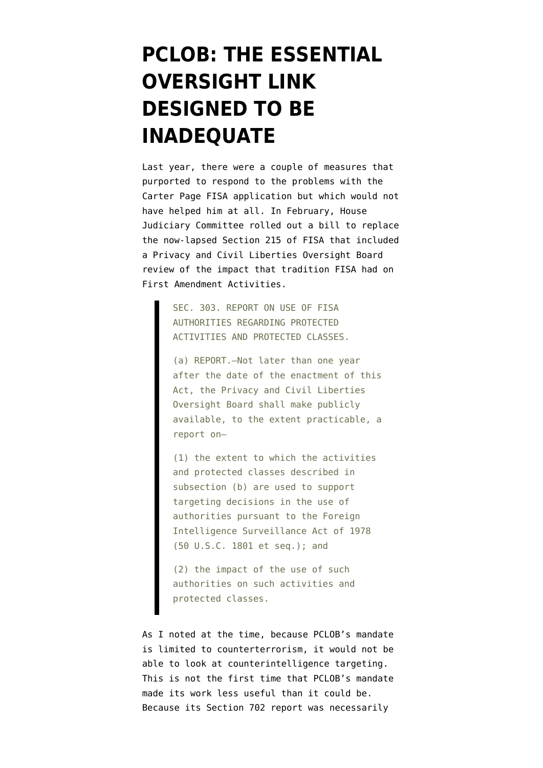# PCLOB: THE ESSENTIAL OVERSIGHT LINK DESIGNED TO BE INADEQUATE

Last year, there were a couple of measures that purported to respond to the problems with the Carter Page FISA application but which would not have helped him at all. In February, House Judiciary Committee rolled out a bill to replace the now-lapsed Section 215 of FISA that included a Privacy and Civil Liberties Oversight Board review of the impact that tradition FISA had on First Amendment Activities.

> SEC. 303. REPORT ON USE OF FISA AUTHORITIES REGARDING PROTECTED ACTIVITIES AND PROTECTED CLASSES.
>
> (a) REPORT.—Not later than one year after the date of the enactment of this Act, the Privacy and Civil Liberties Oversight Board shall make publicly available, to the extent practicable, a report on—
>
> (1) the extent to which the activities and protected classes described in subsection (b) are used to support targeting decisions in the use of authorities pursuant to the Foreign Intelligence Surveillance Act of 1978 (50 U.S.C. 1801 et seq.); and
>
> (2) the impact of the use of such authorities on such activities and protected classes.

As I noted at the time, because PCLOB's mandate is limited to counterterrorism, it would not be able to look at counterintelligence targeting. This is not the first time that PCLOB's mandate made its work less useful than it could be. Because its Section 702 report was necessarily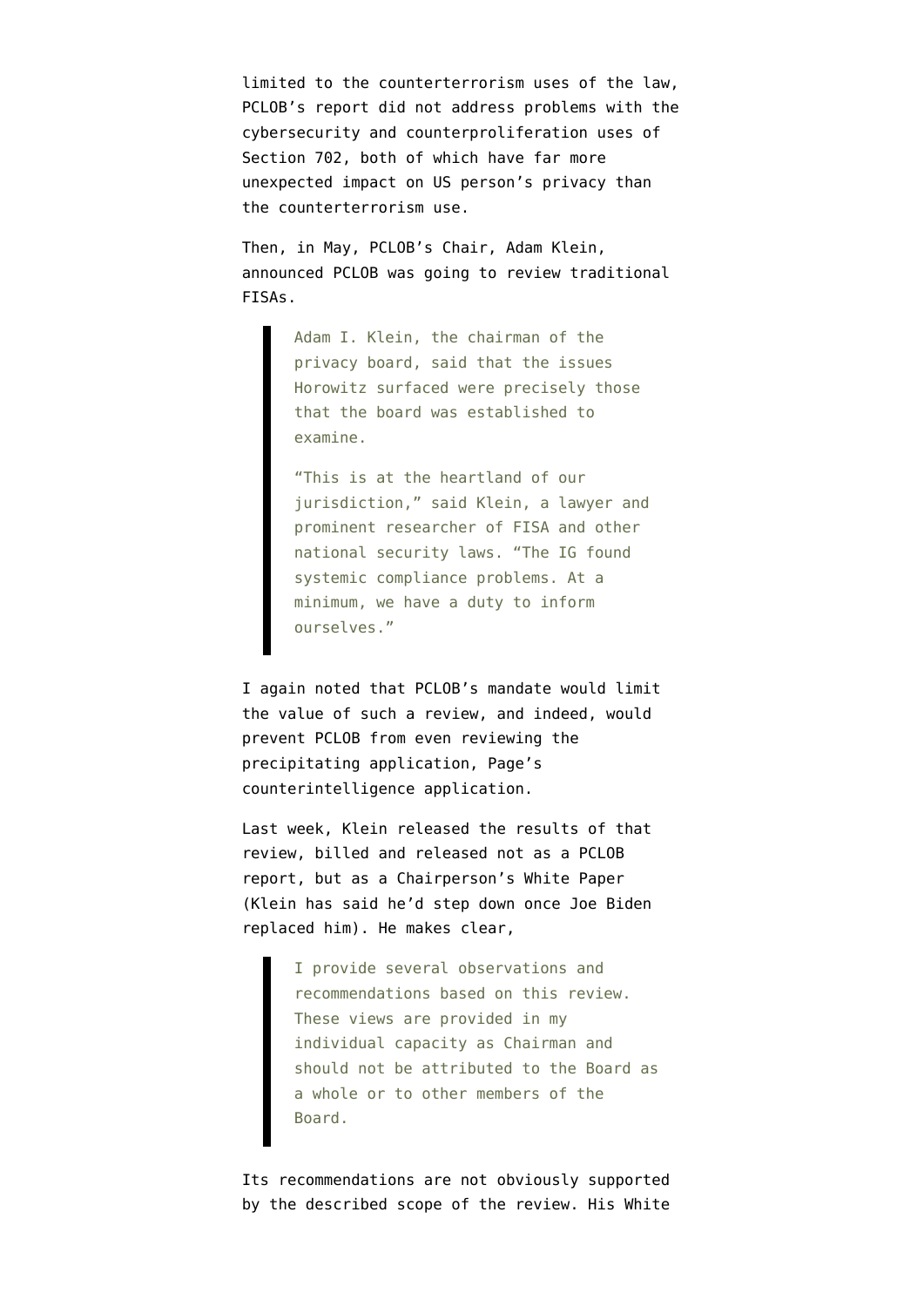limited to the counterterrorism uses of the law, PCLOB's report did not address problems with the cybersecurity and counterproliferation uses of Section 702, both of which have far more unexpected impact on US person's privacy than the counterterrorism use.

Then, in May, PCLOB's Chair, Adam Klein, announced PCLOB was going to review traditional FISAs.

> Adam I. Klein, the chairman of the privacy board, said that the issues Horowitz surfaced were precisely those that the board was established to examine.
>
> "This is at the heartland of our jurisdiction," said Klein, a lawyer and prominent researcher of FISA and other national security laws. "The IG found systemic compliance problems. At a minimum, we have a duty to inform ourselves."

I again noted that PCLOB's mandate would limit the value of such a review, and indeed, would prevent PCLOB from even reviewing the precipitating application, Page's counterintelligence application.

Last week, Klein released the results of that review, billed and released not as a PCLOB report, but as a Chairperson's White Paper (Klein has said he'd step down once Joe Biden replaced him). He makes clear,

> I provide several observations and recommendations based on this review. These views are provided in my individual capacity as Chairman and should not be attributed to the Board as a whole or to other members of the Board.

Its recommendations are not obviously supported by the described scope of the review. His White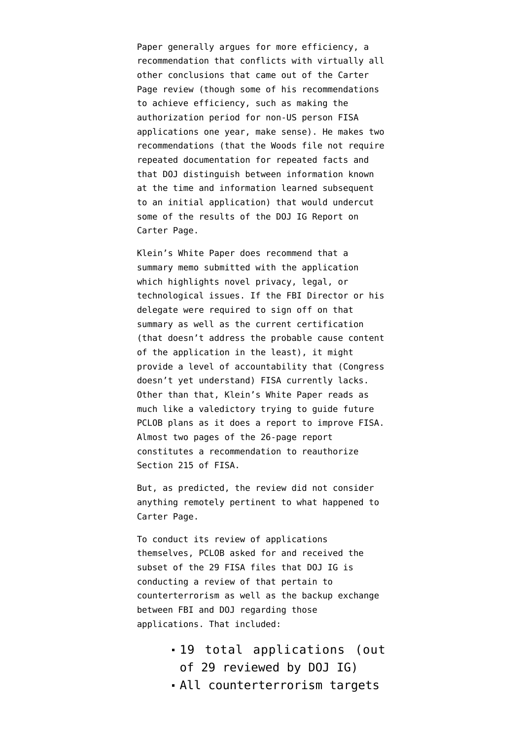Paper generally argues for more efficiency, a recommendation that conflicts with virtually all other conclusions that came out of the Carter Page review (though some of his recommendations to achieve efficiency, such as making the authorization period for non-US person FISA applications one year, make sense). He makes two recommendations (that the Woods file not require repeated documentation for repeated facts and that DOJ distinguish between information known at the time and information learned subsequent to an initial application) that would undercut some of the results of the DOJ IG Report on Carter Page.

Klein's White Paper does recommend that a summary memo submitted with the application which highlights novel privacy, legal, or technological issues. If the FBI Director or his delegate were required to sign off on that summary as well as the current certification (that doesn't address the probable cause content of the application in the least), it might provide a level of accountability that (Congress doesn't yet understand) FISA currently lacks. Other than that, Klein's White Paper reads as much like a valedictory trying to guide future PCLOB plans as it does a report to improve FISA. Almost two pages of the 26-page report constitutes a recommendation to reauthorize Section 215 of FISA.

But, as predicted, the review did not consider anything remotely pertinent to what happened to Carter Page.

To conduct its review of applications themselves, PCLOB asked for and received the subset of the 29 FISA files that DOJ IG is conducting a review of that pertain to counterterrorism as well as the backup exchange between FBI and DOJ regarding those applications. That included:

- 19 total applications (out of 29 reviewed by DOJ IG)
- All counterterrorism targets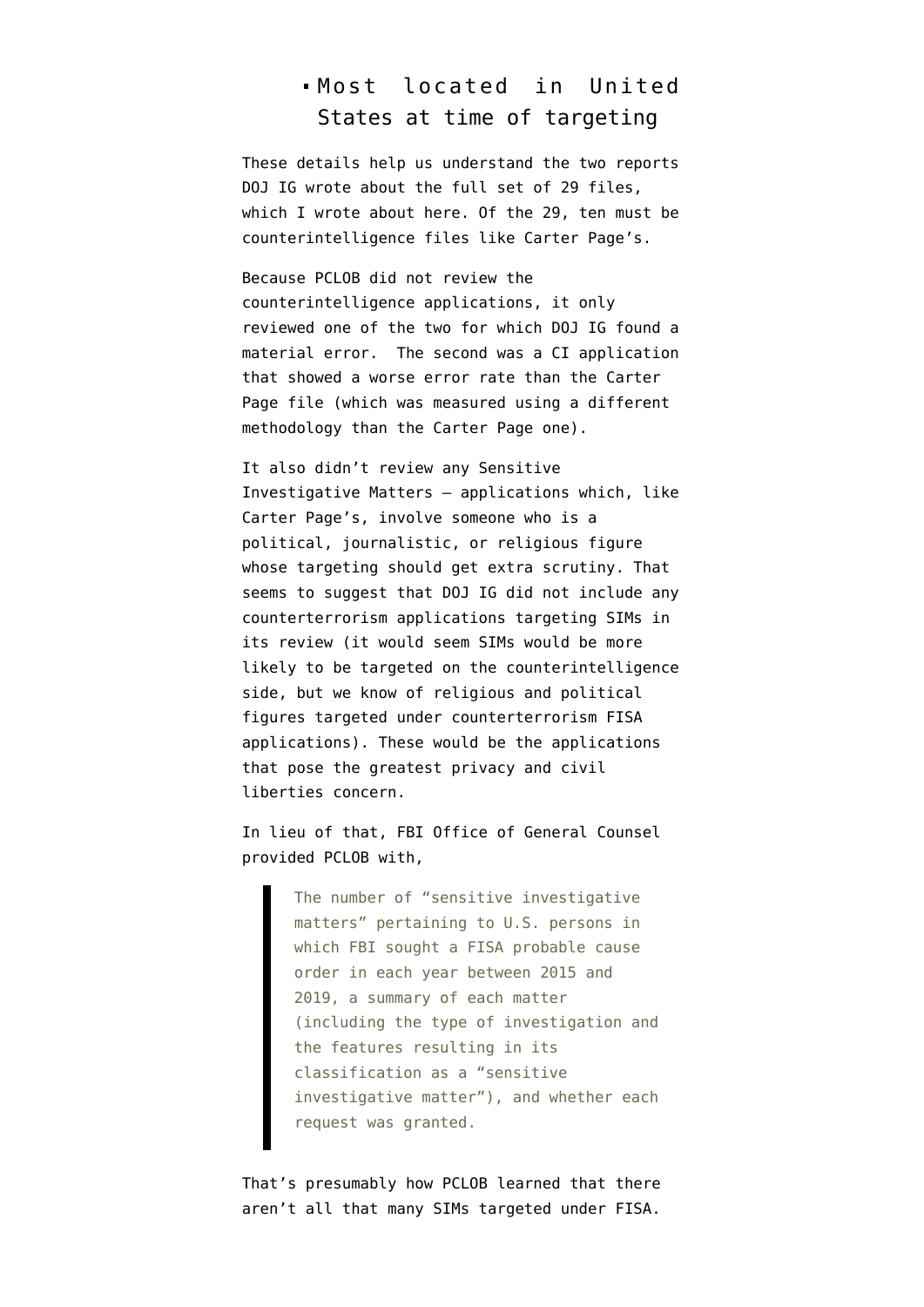- Most located in United States at time of targeting

These details help us understand the two reports DOJ IG wrote about the full set of 29 files, which I wrote about here. Of the 29, ten must be counterintelligence files like Carter Page's.

Because PCLOB did not review the counterintelligence applications, it only reviewed one of the two for which DOJ IG found a material error. The second was a CI application that showed a worse error rate than the Carter Page file (which was measured using a different methodology than the Carter Page one).

It also didn't review any Sensitive Investigative Matters — applications which, like Carter Page's, involve someone who is a political, journalistic, or religious figure whose targeting should get extra scrutiny. That seems to suggest that DOJ IG did not include any counterterrorism applications targeting SIMs in its review (it would seem SIMs would be more likely to be targeted on the counterintelligence side, but we know of religious and political figures targeted under counterterrorism FISA applications). These would be the applications that pose the greatest privacy and civil liberties concern.

In lieu of that, FBI Office of General Counsel provided PCLOB with,

> The number of "sensitive investigative matters" pertaining to U.S. persons in which FBI sought a FISA probable cause order in each year between 2015 and 2019, a summary of each matter (including the type of investigation and the features resulting in its classification as a "sensitive investigative matter"), and whether each request was granted.

That's presumably how PCLOB learned that there aren't all that many SIMs targeted under FISA.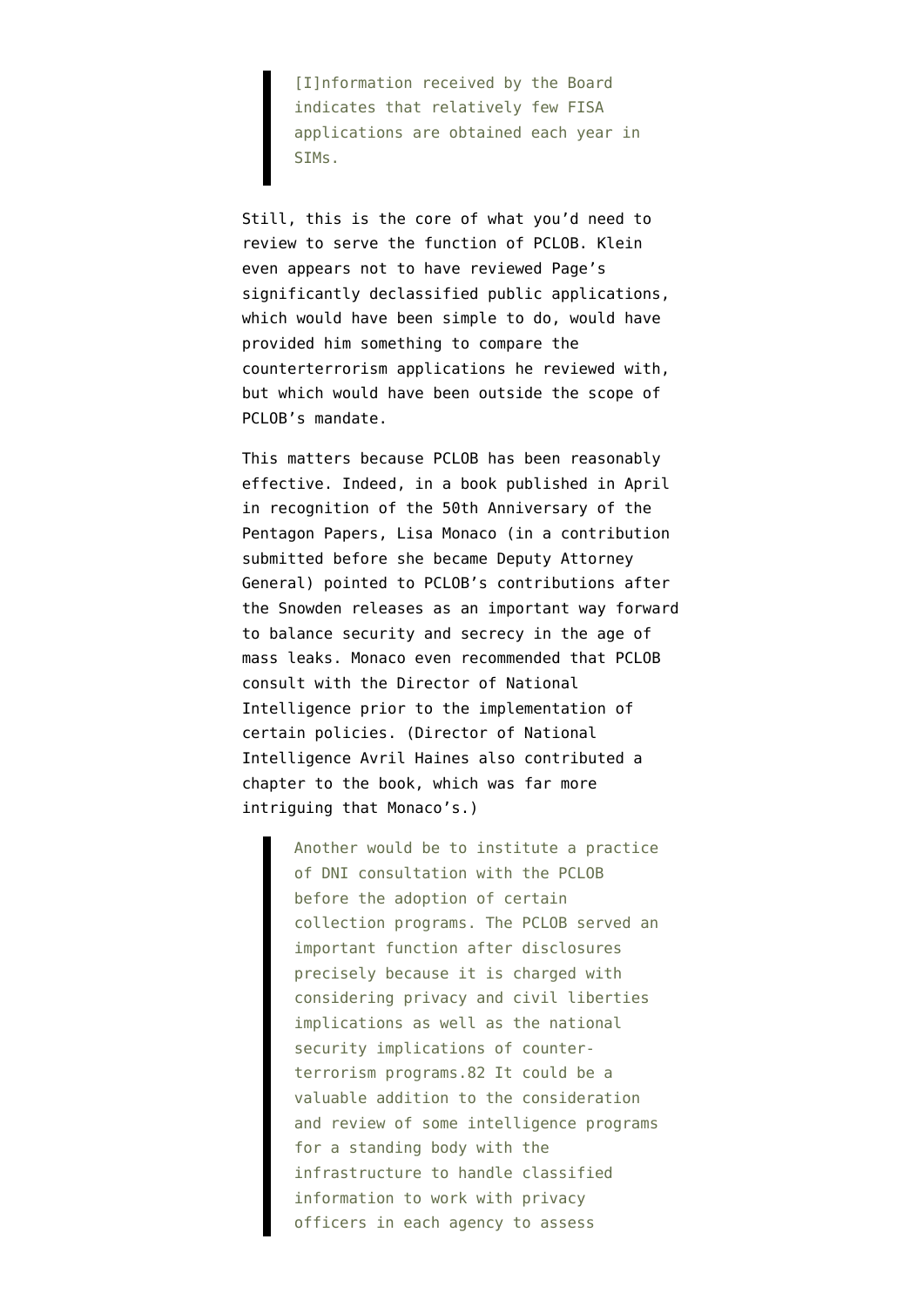> [I]nformation received by the Board indicates that relatively few FISA applications are obtained each year in SIMs.

Still, this is the core of what you'd need to review to serve the function of PCLOB. Klein even appears not to have reviewed Page's significantly declassified public applications, which would have been simple to do, would have provided him something to compare the counterterrorism applications he reviewed with, but which would have been outside the scope of PCLOB's mandate.

This matters because PCLOB has been reasonably effective. Indeed, in a book published in April in recognition of the 50th Anniversary of the Pentagon Papers, Lisa Monaco (in a contribution submitted before she became Deputy Attorney General) pointed to PCLOB's contributions after the Snowden releases as an important way forward to balance security and secrecy in the age of mass leaks. Monaco even recommended that PCLOB consult with the Director of National Intelligence prior to the implementation of certain policies. (Director of National Intelligence Avril Haines also contributed a chapter to the book, which was far more intriguing that Monaco's.)

> Another would be to institute a practice of DNI consultation with the PCLOB before the adoption of certain collection programs. The PCLOB served an important function after disclosures precisely because it is charged with considering privacy and civil liberties implications as well as the national security implications of counter-terrorism programs.82 It could be a valuable addition to the consideration and review of some intelligence programs for a standing body with the infrastructure to handle classified information to work with privacy officers in each agency to assess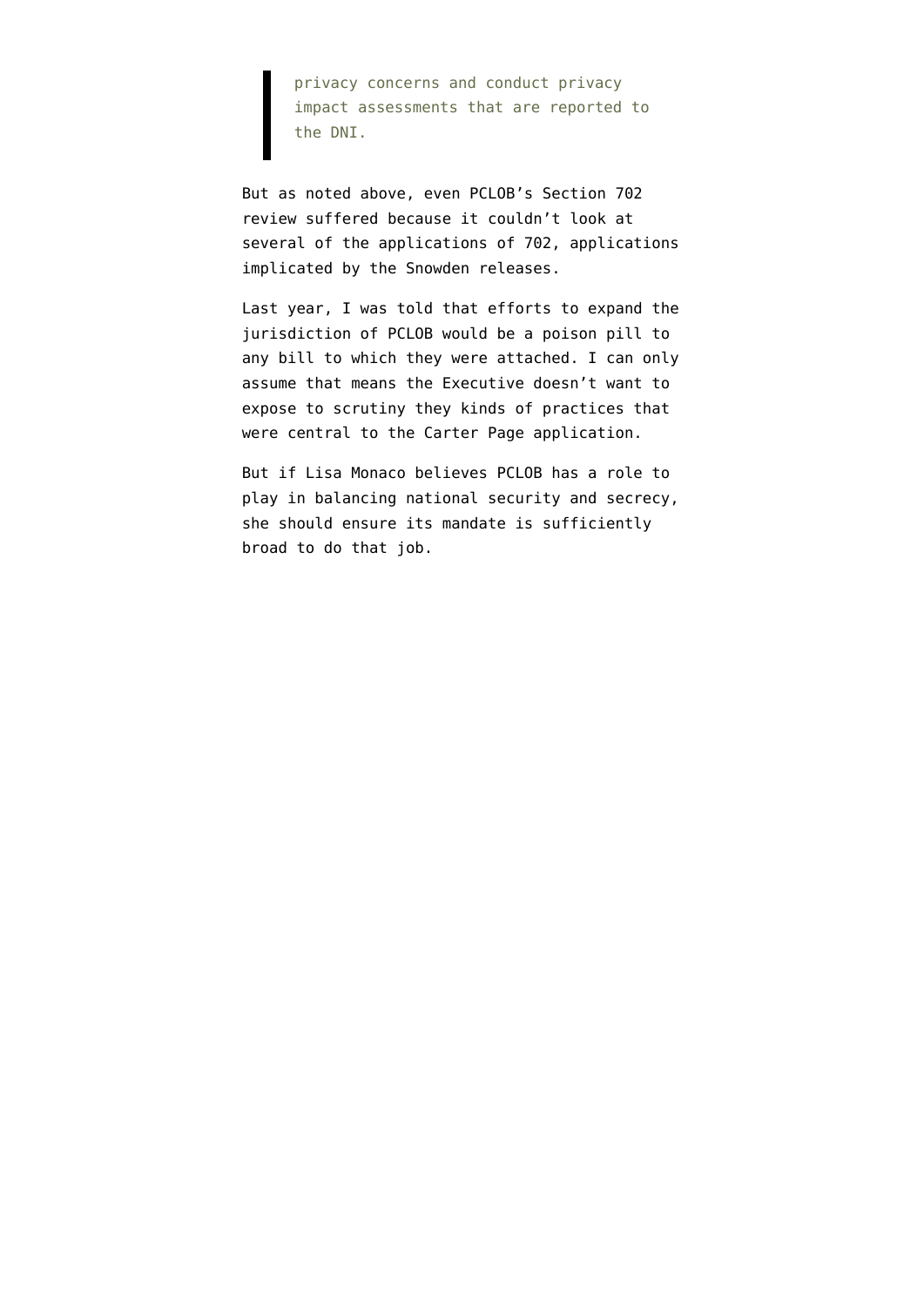> privacy concerns and conduct privacy impact assessments that are reported to the DNI.

But as noted above, even PCLOB's Section 702 review suffered because it couldn't look at several of the applications of 702, applications implicated by the Snowden releases.

Last year, I was told that efforts to expand the jurisdiction of PCLOB would be a poison pill to any bill to which they were attached. I can only assume that means the Executive doesn't want to expose to scrutiny they kinds of practices that were central to the Carter Page application.

But if Lisa Monaco believes PCLOB has a role to play in balancing national security and secrecy, she should ensure its mandate is sufficiently broad to do that job.